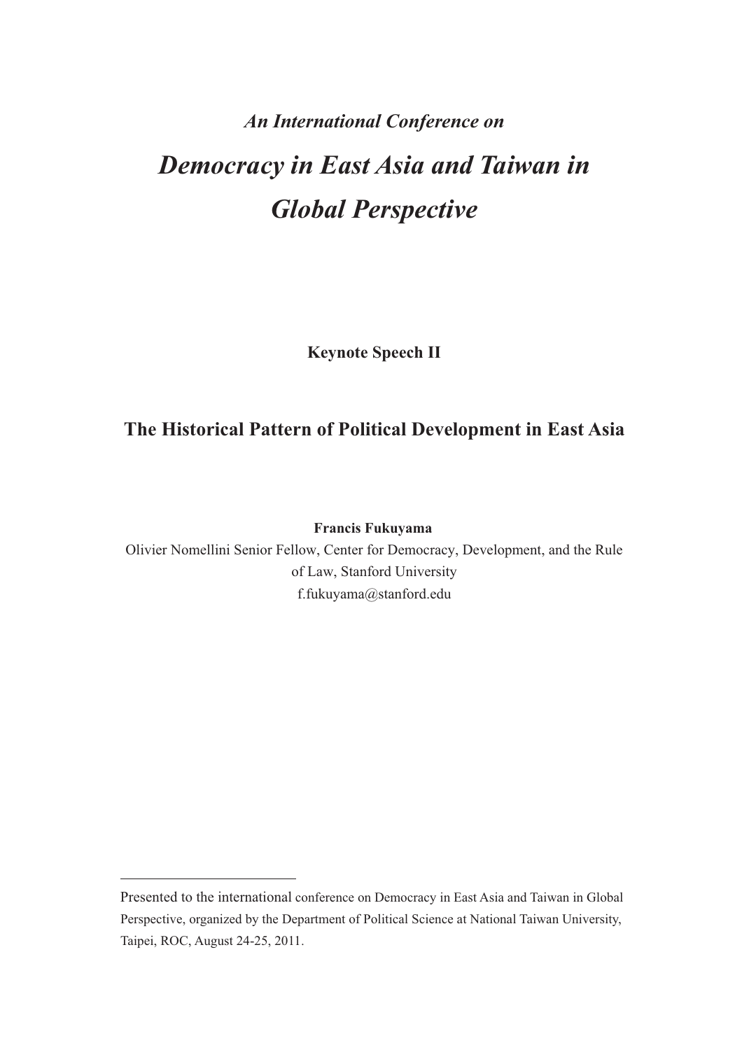*An International Conference on*

# *Democracy in East Asia and Taiwan in Global Perspective*

**Keynote Speech II**

## The Historical Pattern of Political Development in East Asia

**Francis Fukuyama**

Olivier Nomellini Senior Fellow, Center for Democracy, Development, and the Rule of Law, Stanford University

f.fukuyama@stanford.edu

---

Presented to the international conference on Democracy in East Asia and Taiwan in Global Perspective, organized by the Department of Political Science at National Taiwan University, Taipei, ROC, August 24-25, 2011.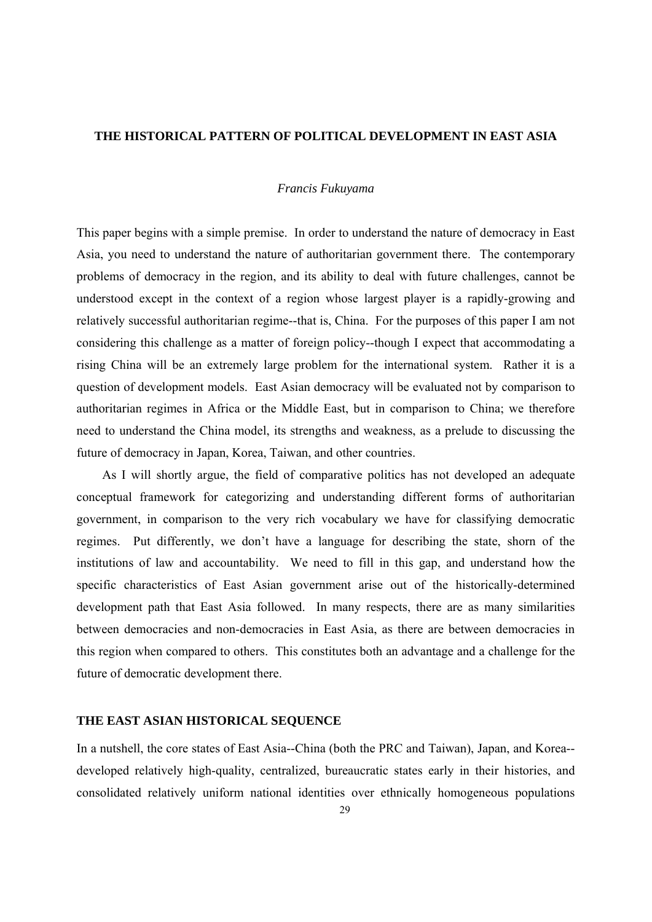# THE HISTORICAL PATTERN OF POLITICAL DEVELOPMENT IN EAST ASIA

*Francis Fukuyama*

This paper begins with a simple premise. In order to understand the nature of democracy in East Asia, you need to understand the nature of authoritarian government there. The contemporary problems of democracy in the region, and its ability to deal with future challenges, cannot be understood except in the context of a region whose largest player is a rapidly-growing and relatively successful authoritarian regime--that is, China. For the purposes of this paper I am not considering this challenge as a matter of foreign policy--though I expect that accommodating a rising China will be an extremely large problem for the international system. Rather it is a question of development models. East Asian democracy will be evaluated not by comparison to authoritarian regimes in Africa or the Middle East, but in comparison to China; we therefore need to understand the China model, its strengths and weakness, as a prelude to discussing the future of democracy in Japan, Korea, Taiwan, and other countries.

As I will shortly argue, the field of comparative politics has not developed an adequate conceptual framework for categorizing and understanding different forms of authoritarian government, in comparison to the very rich vocabulary we have for classifying democratic regimes. Put differently, we don't have a language for describing the state, shorn of the institutions of law and accountability. We need to fill in this gap, and understand how the specific characteristics of East Asian government arise out of the historically-determined development path that East Asia followed. In many respects, there are as many similarities between democracies and non-democracies in East Asia, as there are between democracies in this region when compared to others. This constitutes both an advantage and a challenge for the future of democratic development there.

## THE EAST ASIAN HISTORICAL SEQUENCE

In a nutshell, the core states of East Asia--China (both the PRC and Taiwan), Japan, and Korea--developed relatively high-quality, centralized, bureaucratic states early in their histories, and consolidated relatively uniform national identities over ethnically homogeneous populations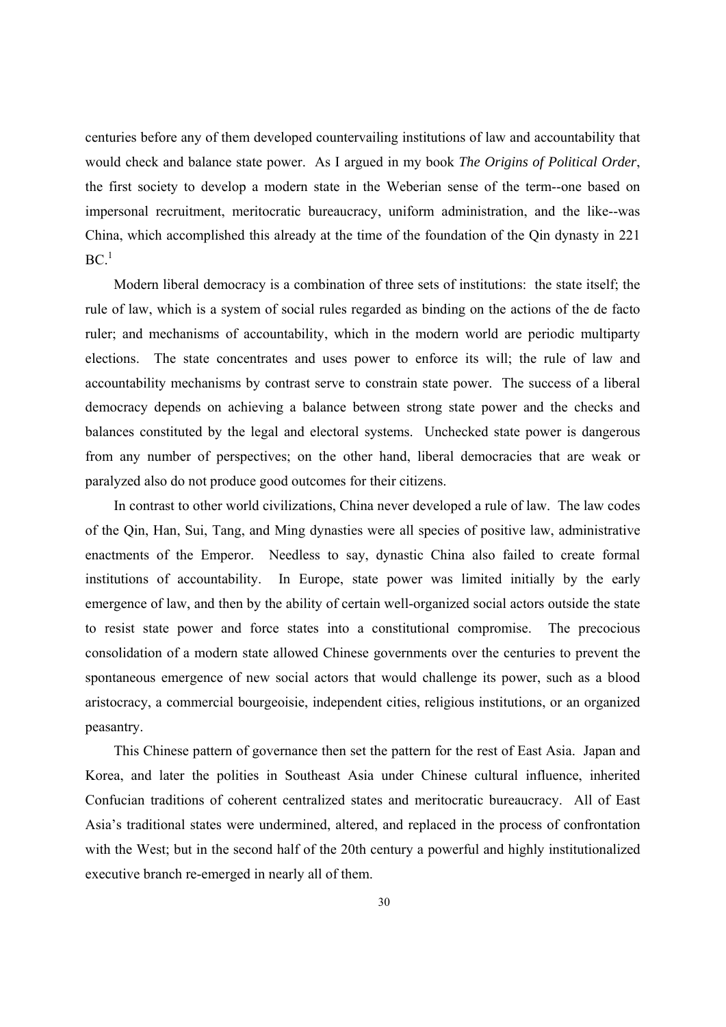centuries before any of them developed countervailing institutions of law and accountability that would check and balance state power. As I argued in my book *The Origins of Political Order*, the first society to develop a modern state in the Weberian sense of the term--one based on impersonal recruitment, meritocratic bureaucracy, uniform administration, and the like--was China, which accomplished this already at the time of the foundation of the Qin dynasty in 221 BC.[1]

Modern liberal democracy is a combination of three sets of institutions: the state itself; the rule of law, which is a system of social rules regarded as binding on the actions of the de facto ruler; and mechanisms of accountability, which in the modern world are periodic multiparty elections. The state concentrates and uses power to enforce its will; the rule of law and accountability mechanisms by contrast serve to constrain state power. The success of a liberal democracy depends on achieving a balance between strong state power and the checks and balances constituted by the legal and electoral systems. Unchecked state power is dangerous from any number of perspectives; on the other hand, liberal democracies that are weak or paralyzed also do not produce good outcomes for their citizens.

In contrast to other world civilizations, China never developed a rule of law. The law codes of the Qin, Han, Sui, Tang, and Ming dynasties were all species of positive law, administrative enactments of the Emperor. Needless to say, dynastic China also failed to create formal institutions of accountability. In Europe, state power was limited initially by the early emergence of law, and then by the ability of certain well-organized social actors outside the state to resist state power and force states into a constitutional compromise. The precocious consolidation of a modern state allowed Chinese governments over the centuries to prevent the spontaneous emergence of new social actors that would challenge its power, such as a blood aristocracy, a commercial bourgeoisie, independent cities, religious institutions, or an organized peasantry.

This Chinese pattern of governance then set the pattern for the rest of East Asia. Japan and Korea, and later the polities in Southeast Asia under Chinese cultural influence, inherited Confucian traditions of coherent centralized states and meritocratic bureaucracy. All of East Asia's traditional states were undermined, altered, and replaced in the process of confrontation with the West; but in the second half of the 20th century a powerful and highly institutionalized executive branch re-emerged in nearly all of them.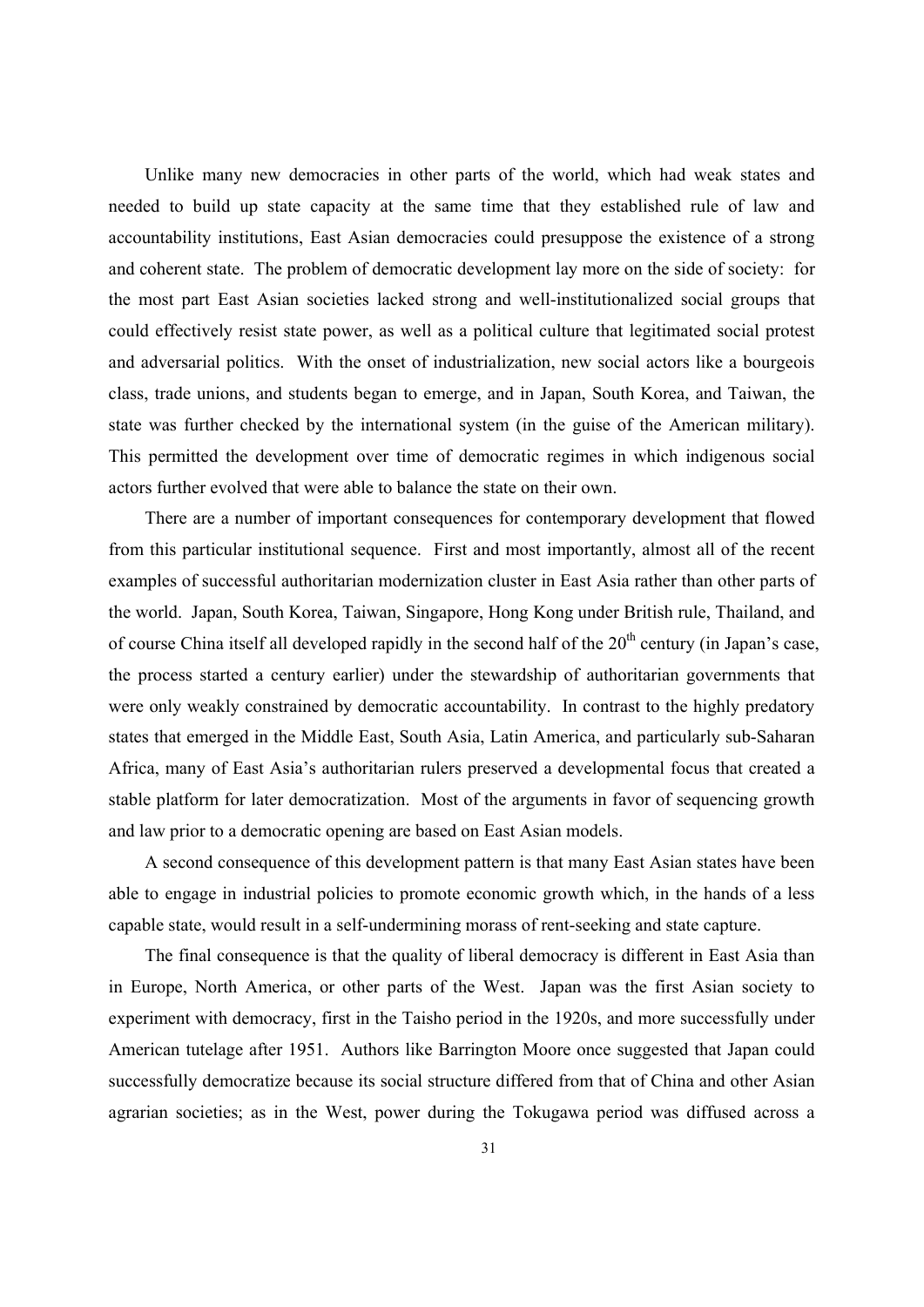Unlike many new democracies in other parts of the world, which had weak states and needed to build up state capacity at the same time that they established rule of law and accountability institutions, East Asian democracies could presuppose the existence of a strong and coherent state. The problem of democratic development lay more on the side of society: for the most part East Asian societies lacked strong and well-institutionalized social groups that could effectively resist state power, as well as a political culture that legitimated social protest and adversarial politics. With the onset of industrialization, new social actors like a bourgeois class, trade unions, and students began to emerge, and in Japan, South Korea, and Taiwan, the state was further checked by the international system (in the guise of the American military). This permitted the development over time of democratic regimes in which indigenous social actors further evolved that were able to balance the state on their own.

There are a number of important consequences for contemporary development that flowed from this particular institutional sequence. First and most importantly, almost all of the recent examples of successful authoritarian modernization cluster in East Asia rather than other parts of the world. Japan, South Korea, Taiwan, Singapore, Hong Kong under British rule, Thailand, and of course China itself all developed rapidly in the second half of the 20th century (in Japan's case, the process started a century earlier) under the stewardship of authoritarian governments that were only weakly constrained by democratic accountability. In contrast to the highly predatory states that emerged in the Middle East, South Asia, Latin America, and particularly sub-Saharan Africa, many of East Asia's authoritarian rulers preserved a developmental focus that created a stable platform for later democratization. Most of the arguments in favor of sequencing growth and law prior to a democratic opening are based on East Asian models.

A second consequence of this development pattern is that many East Asian states have been able to engage in industrial policies to promote economic growth which, in the hands of a less capable state, would result in a self-undermining morass of rent-seeking and state capture.

The final consequence is that the quality of liberal democracy is different in East Asia than in Europe, North America, or other parts of the West. Japan was the first Asian society to experiment with democracy, first in the Taisho period in the 1920s, and more successfully under American tutelage after 1951. Authors like Barrington Moore once suggested that Japan could successfully democratize because its social structure differed from that of China and other Asian agrarian societies; as in the West, power during the Tokugawa period was diffused across a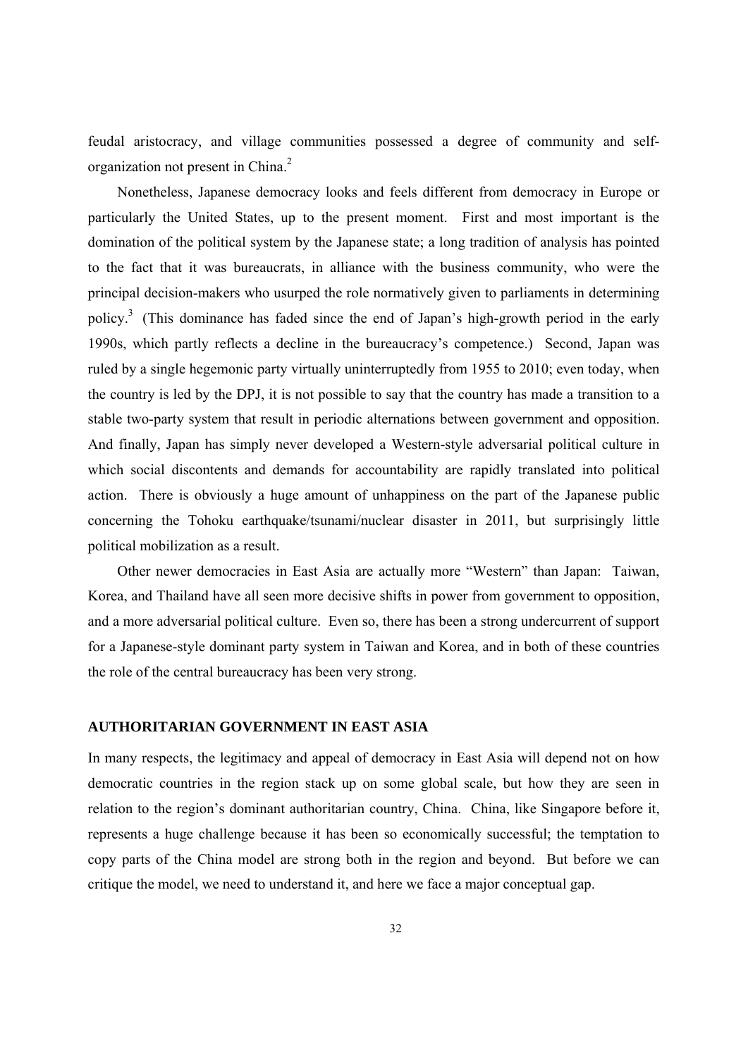feudal aristocracy, and village communities possessed a degree of community and self-organization not present in China.[2]

Nonetheless, Japanese democracy looks and feels different from democracy in Europe or particularly the United States, up to the present moment. First and most important is the domination of the political system by the Japanese state; a long tradition of analysis has pointed to the fact that it was bureaucrats, in alliance with the business community, who were the principal decision-makers who usurped the role normatively given to parliaments in determining policy.[3] (This dominance has faded since the end of Japan's high-growth period in the early 1990s, which partly reflects a decline in the bureaucracy's competence.) Second, Japan was ruled by a single hegemonic party virtually uninterruptedly from 1955 to 2010; even today, when the country is led by the DPJ, it is not possible to say that the country has made a transition to a stable two-party system that result in periodic alternations between government and opposition. And finally, Japan has simply never developed a Western-style adversarial political culture in which social discontents and demands for accountability are rapidly translated into political action. There is obviously a huge amount of unhappiness on the part of the Japanese public concerning the Tohoku earthquake/tsunami/nuclear disaster in 2011, but surprisingly little political mobilization as a result.

Other newer democracies in East Asia are actually more "Western" than Japan: Taiwan, Korea, and Thailand have all seen more decisive shifts in power from government to opposition, and a more adversarial political culture. Even so, there has been a strong undercurrent of support for a Japanese-style dominant party system in Taiwan and Korea, and in both of these countries the role of the central bureaucracy has been very strong.

## AUTHORITARIAN GOVERNMENT IN EAST ASIA

In many respects, the legitimacy and appeal of democracy in East Asia will depend not on how democratic countries in the region stack up on some global scale, but how they are seen in relation to the region's dominant authoritarian country, China. China, like Singapore before it, represents a huge challenge because it has been so economically successful; the temptation to copy parts of the China model are strong both in the region and beyond. But before we can critique the model, we need to understand it, and here we face a major conceptual gap.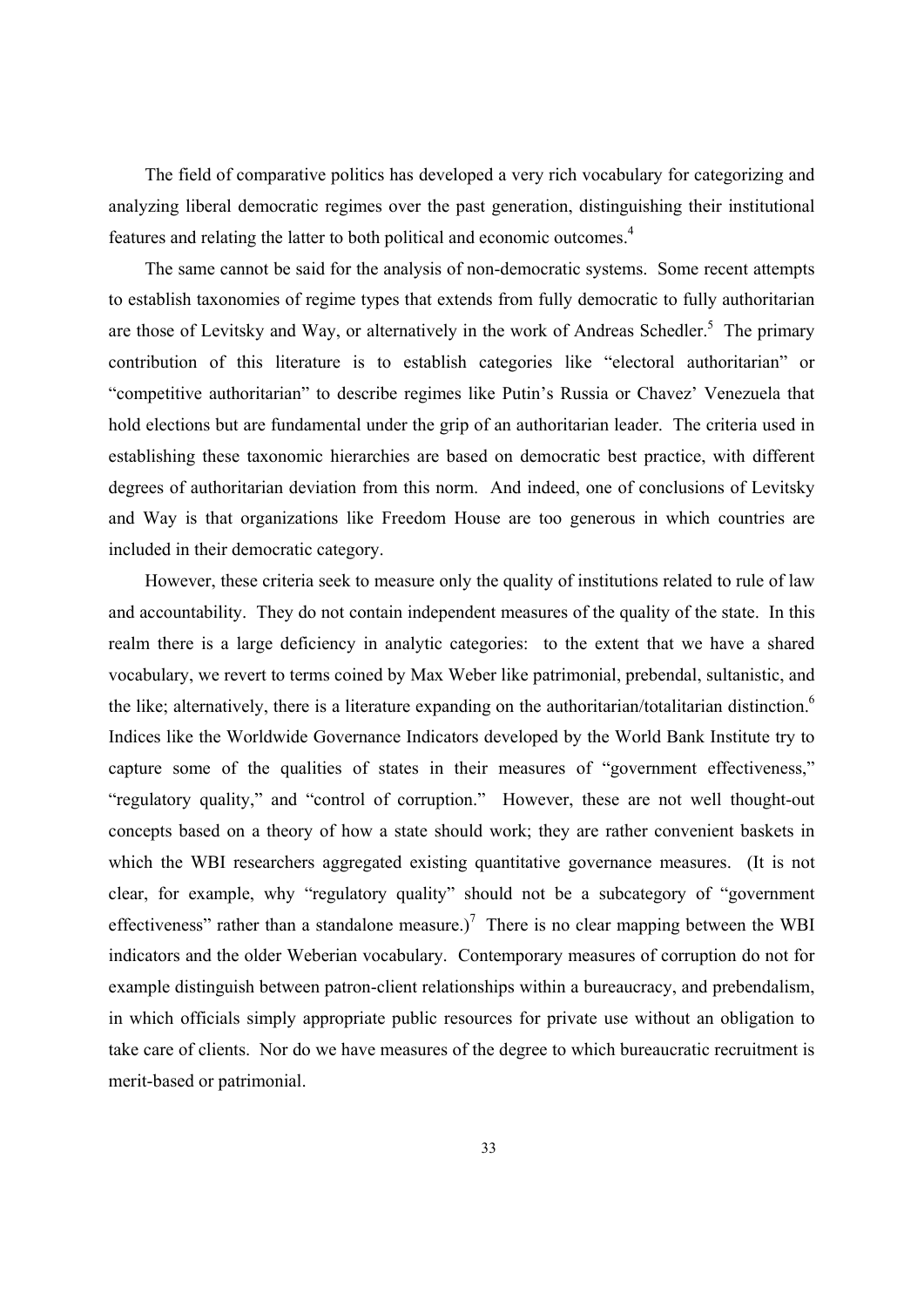The field of comparative politics has developed a very rich vocabulary for categorizing and analyzing liberal democratic regimes over the past generation, distinguishing their institutional features and relating the latter to both political and economic outcomes.[4]

The same cannot be said for the analysis of non-democratic systems. Some recent attempts to establish taxonomies of regime types that extends from fully democratic to fully authoritarian are those of Levitsky and Way, or alternatively in the work of Andreas Schedler.[5] The primary contribution of this literature is to establish categories like "electoral authoritarian" or "competitive authoritarian" to describe regimes like Putin's Russia or Chavez' Venezuela that hold elections but are fundamental under the grip of an authoritarian leader. The criteria used in establishing these taxonomic hierarchies are based on democratic best practice, with different degrees of authoritarian deviation from this norm. And indeed, one of conclusions of Levitsky and Way is that organizations like Freedom House are too generous in which countries are included in their democratic category.

However, these criteria seek to measure only the quality of institutions related to rule of law and accountability. They do not contain independent measures of the quality of the state. In this realm there is a large deficiency in analytic categories: to the extent that we have a shared vocabulary, we revert to terms coined by Max Weber like patrimonial, prebendal, sultanistic, and the like; alternatively, there is a literature expanding on the authoritarian/totalitarian distinction.[6] Indices like the Worldwide Governance Indicators developed by the World Bank Institute try to capture some of the qualities of states in their measures of "government effectiveness," "regulatory quality," and "control of corruption." However, these are not well thought-out concepts based on a theory of how a state should work; they are rather convenient baskets in which the WBI researchers aggregated existing quantitative governance measures. (It is not clear, for example, why "regulatory quality" should not be a subcategory of "government effectiveness" rather than a standalone measure.)[7] There is no clear mapping between the WBI indicators and the older Weberian vocabulary. Contemporary measures of corruption do not for example distinguish between patron-client relationships within a bureaucracy, and prebendalism, in which officials simply appropriate public resources for private use without an obligation to take care of clients. Nor do we have measures of the degree to which bureaucratic recruitment is merit-based or patrimonial.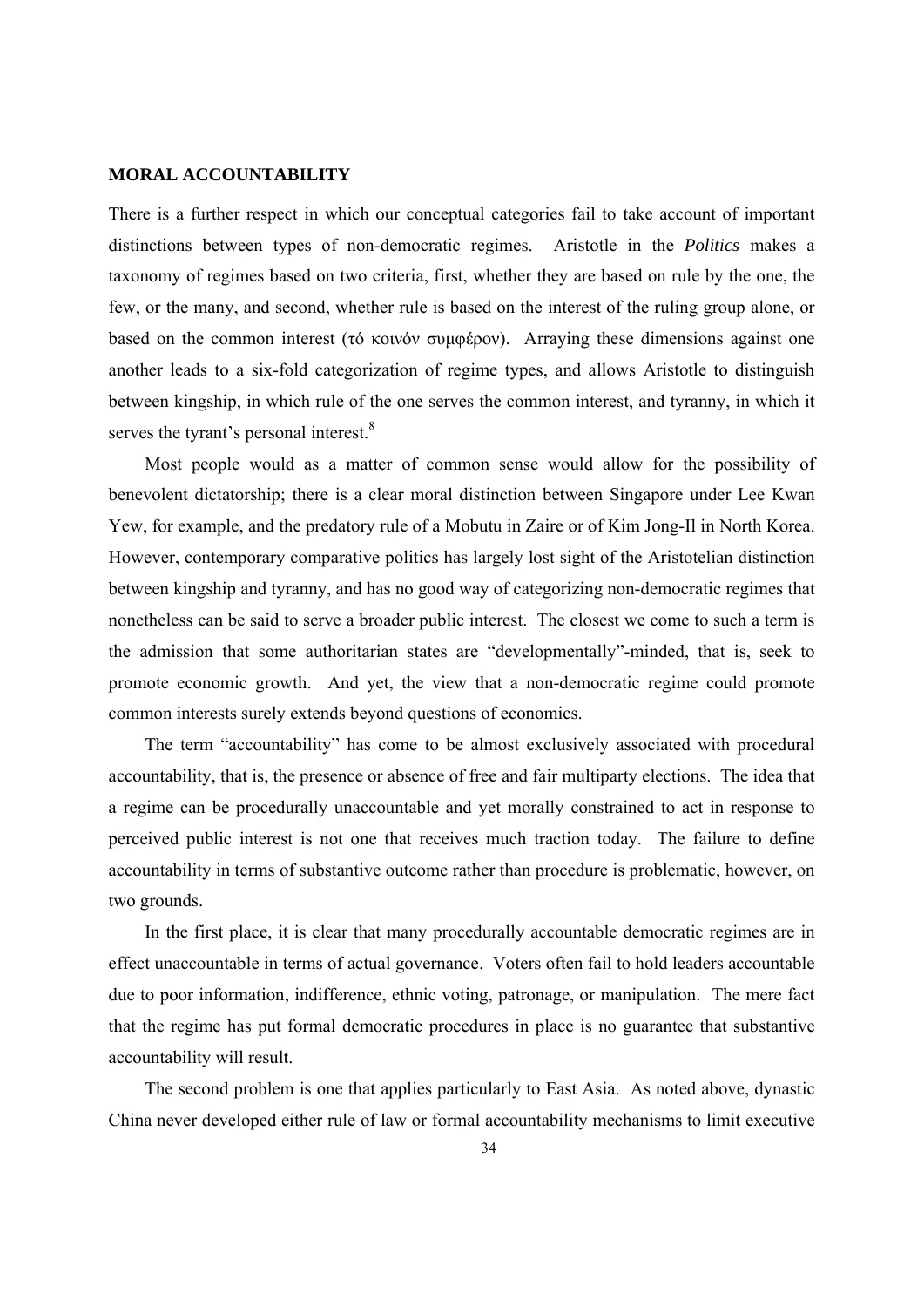**MORAL ACCOUNTABILITY**

There is a further respect in which our conceptual categories fail to take account of important distinctions between types of non-democratic regimes. Aristotle in the *Politics* makes a taxonomy of regimes based on two criteria, first, whether they are based on rule by the one, the few, or the many, and second, whether rule is based on the interest of the ruling group alone, or based on the common interest (τό κοινόν συμφέρον). Arraying these dimensions against one another leads to a six-fold categorization of regime types, and allows Aristotle to distinguish between kingship, in which rule of the one serves the common interest, and tyranny, in which it serves the tyrant's personal interest.[8]

Most people would as a matter of common sense would allow for the possibility of benevolent dictatorship; there is a clear moral distinction between Singapore under Lee Kwan Yew, for example, and the predatory rule of a Mobutu in Zaire or of Kim Jong-Il in North Korea. However, contemporary comparative politics has largely lost sight of the Aristotelian distinction between kingship and tyranny, and has no good way of categorizing non-democratic regimes that nonetheless can be said to serve a broader public interest. The closest we come to such a term is the admission that some authoritarian states are "developmentally"-minded, that is, seek to promote economic growth. And yet, the view that a non-democratic regime could promote common interests surely extends beyond questions of economics.

The term "accountability" has come to be almost exclusively associated with procedural accountability, that is, the presence or absence of free and fair multiparty elections. The idea that a regime can be procedurally unaccountable and yet morally constrained to act in response to perceived public interest is not one that receives much traction today. The failure to define accountability in terms of substantive outcome rather than procedure is problematic, however, on two grounds.

In the first place, it is clear that many procedurally accountable democratic regimes are in effect unaccountable in terms of actual governance. Voters often fail to hold leaders accountable due to poor information, indifference, ethnic voting, patronage, or manipulation. The mere fact that the regime has put formal democratic procedures in place is no guarantee that substantive accountability will result.

The second problem is one that applies particularly to East Asia. As noted above, dynastic China never developed either rule of law or formal accountability mechanisms to limit executive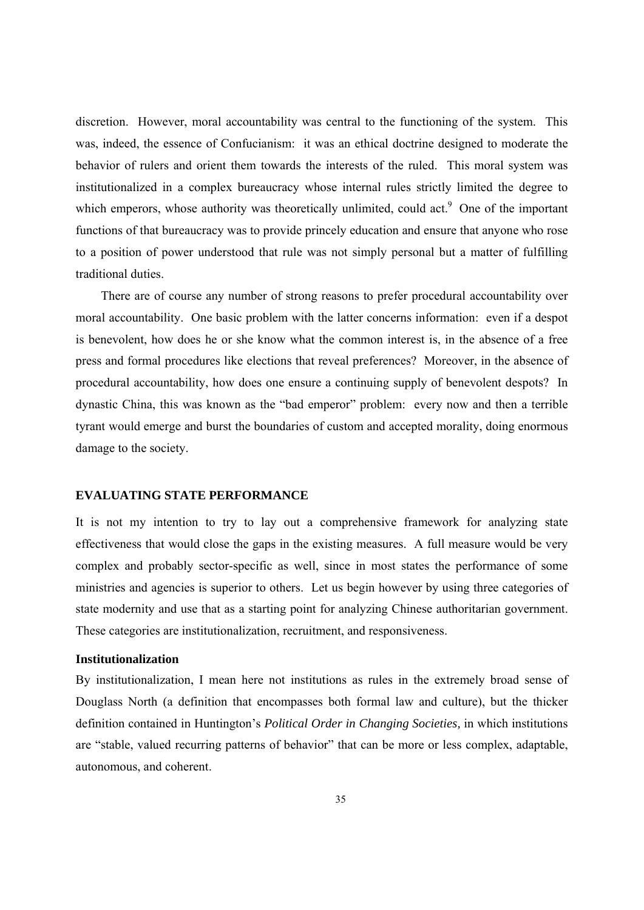discretion. However, moral accountability was central to the functioning of the system. This was, indeed, the essence of Confucianism: it was an ethical doctrine designed to moderate the behavior of rulers and orient them towards the interests of the ruled. This moral system was institutionalized in a complex bureaucracy whose internal rules strictly limited the degree to which emperors, whose authority was theoretically unlimited, could act.[9] One of the important functions of that bureaucracy was to provide princely education and ensure that anyone who rose to a position of power understood that rule was not simply personal but a matter of fulfilling traditional duties.

There are of course any number of strong reasons to prefer procedural accountability over moral accountability. One basic problem with the latter concerns information: even if a despot is benevolent, how does he or she know what the common interest is, in the absence of a free press and formal procedures like elections that reveal preferences? Moreover, in the absence of procedural accountability, how does one ensure a continuing supply of benevolent despots? In dynastic China, this was known as the "bad emperor" problem: every now and then a terrible tyrant would emerge and burst the boundaries of custom and accepted morality, doing enormous damage to the society.

## EVALUATING STATE PERFORMANCE

It is not my intention to try to lay out a comprehensive framework for analyzing state effectiveness that would close the gaps in the existing measures. A full measure would be very complex and probably sector-specific as well, since in most states the performance of some ministries and agencies is superior to others. Let us begin however by using three categories of state modernity and use that as a starting point for analyzing Chinese authoritarian government. These categories are institutionalization, recruitment, and responsiveness.

### Institutionalization

By institutionalization, I mean here not institutions as rules in the extremely broad sense of Douglass North (a definition that encompasses both formal law and culture), but the thicker definition contained in Huntington's *Political Order in Changing Societies,* in which institutions are "stable, valued recurring patterns of behavior" that can be more or less complex, adaptable, autonomous, and coherent.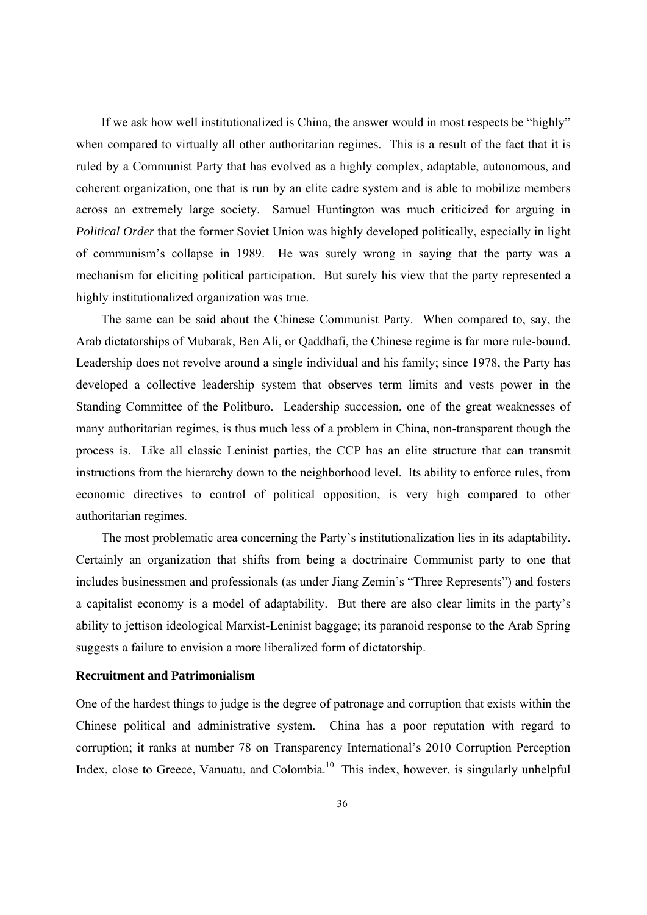If we ask how well institutionalized is China, the answer would in most respects be "highly" when compared to virtually all other authoritarian regimes. This is a result of the fact that it is ruled by a Communist Party that has evolved as a highly complex, adaptable, autonomous, and coherent organization, one that is run by an elite cadre system and is able to mobilize members across an extremely large society. Samuel Huntington was much criticized for arguing in *Political Order* that the former Soviet Union was highly developed politically, especially in light of communism's collapse in 1989. He was surely wrong in saying that the party was a mechanism for eliciting political participation. But surely his view that the party represented a highly institutionalized organization was true.

The same can be said about the Chinese Communist Party. When compared to, say, the Arab dictatorships of Mubarak, Ben Ali, or Qaddhafi, the Chinese regime is far more rule-bound. Leadership does not revolve around a single individual and his family; since 1978, the Party has developed a collective leadership system that observes term limits and vests power in the Standing Committee of the Politburo. Leadership succession, one of the great weaknesses of many authoritarian regimes, is thus much less of a problem in China, non-transparent though the process is. Like all classic Leninist parties, the CCP has an elite structure that can transmit instructions from the hierarchy down to the neighborhood level. Its ability to enforce rules, from economic directives to control of political opposition, is very high compared to other authoritarian regimes.

The most problematic area concerning the Party's institutionalization lies in its adaptability. Certainly an organization that shifts from being a doctrinaire Communist party to one that includes businessmen and professionals (as under Jiang Zemin's "Three Represents") and fosters a capitalist economy is a model of adaptability. But there are also clear limits in the party's ability to jettison ideological Marxist-Leninist baggage; its paranoid response to the Arab Spring suggests a failure to envision a more liberalized form of dictatorship.

**Recruitment and Patrimonialism**

One of the hardest things to judge is the degree of patronage and corruption that exists within the Chinese political and administrative system. China has a poor reputation with regard to corruption; it ranks at number 78 on Transparency International's 2010 Corruption Perception Index, close to Greece, Vanuatu, and Colombia.[10] This index, however, is singularly unhelpful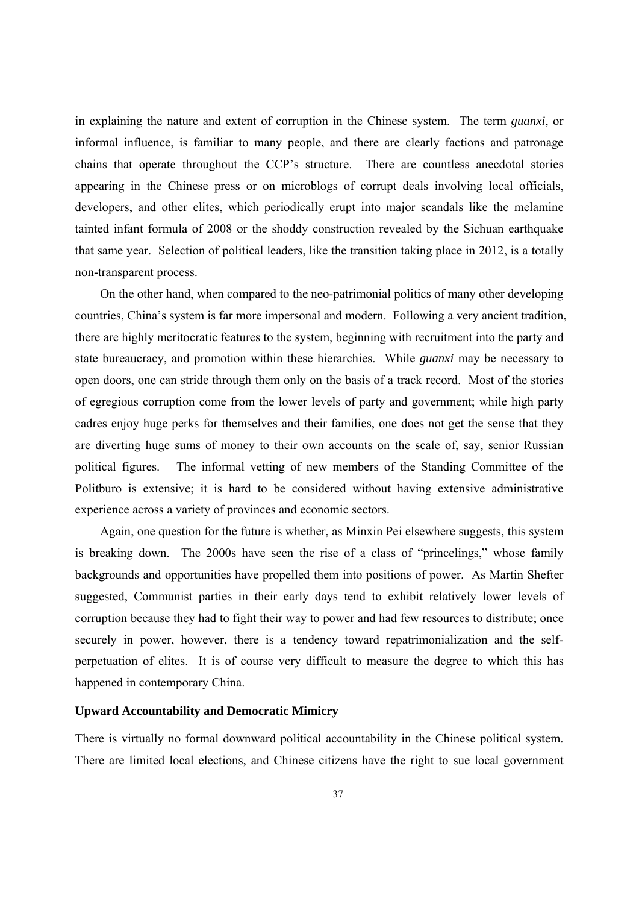in explaining the nature and extent of corruption in the Chinese system. The term *guanxi*, or informal influence, is familiar to many people, and there are clearly factions and patronage chains that operate throughout the CCP's structure. There are countless anecdotal stories appearing in the Chinese press or on microblogs of corrupt deals involving local officials, developers, and other elites, which periodically erupt into major scandals like the melamine tainted infant formula of 2008 or the shoddy construction revealed by the Sichuan earthquake that same year. Selection of political leaders, like the transition taking place in 2012, is a totally non-transparent process.

On the other hand, when compared to the neo-patrimonial politics of many other developing countries, China's system is far more impersonal and modern. Following a very ancient tradition, there are highly meritocratic features to the system, beginning with recruitment into the party and state bureaucracy, and promotion within these hierarchies. While *guanxi* may be necessary to open doors, one can stride through them only on the basis of a track record. Most of the stories of egregious corruption come from the lower levels of party and government; while high party cadres enjoy huge perks for themselves and their families, one does not get the sense that they are diverting huge sums of money to their own accounts on the scale of, say, senior Russian political figures. The informal vetting of new members of the Standing Committee of the Politburo is extensive; it is hard to be considered without having extensive administrative experience across a variety of provinces and economic sectors.

Again, one question for the future is whether, as Minxin Pei elsewhere suggests, this system is breaking down. The 2000s have seen the rise of a class of "princelings," whose family backgrounds and opportunities have propelled them into positions of power. As Martin Shefter suggested, Communist parties in their early days tend to exhibit relatively lower levels of corruption because they had to fight their way to power and had few resources to distribute; once securely in power, however, there is a tendency toward repatrimonialization and the self-perpetuation of elites. It is of course very difficult to measure the degree to which this has happened in contemporary China.

### Upward Accountability and Democratic Mimicry

There is virtually no formal downward political accountability in the Chinese political system. There are limited local elections, and Chinese citizens have the right to sue local government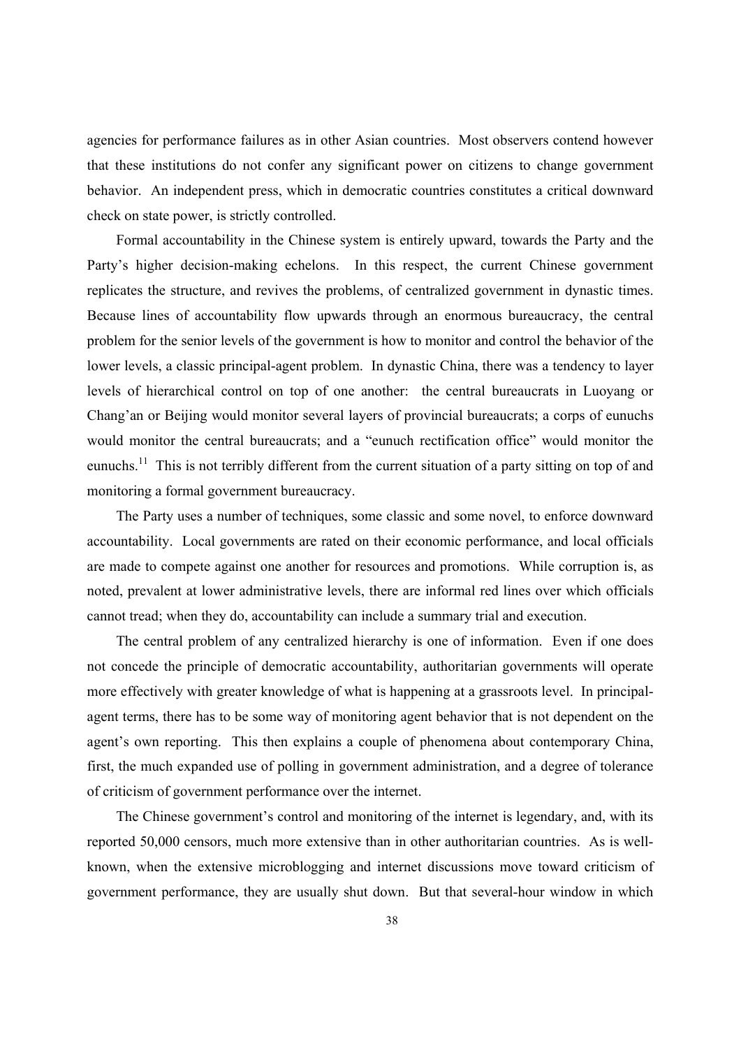agencies for performance failures as in other Asian countries. Most observers contend however that these institutions do not confer any significant power on citizens to change government behavior. An independent press, which in democratic countries constitutes a critical downward check on state power, is strictly controlled.

Formal accountability in the Chinese system is entirely upward, towards the Party and the Party's higher decision-making echelons. In this respect, the current Chinese government replicates the structure, and revives the problems, of centralized government in dynastic times. Because lines of accountability flow upwards through an enormous bureaucracy, the central problem for the senior levels of the government is how to monitor and control the behavior of the lower levels, a classic principal-agent problem. In dynastic China, there was a tendency to layer levels of hierarchical control on top of one another: the central bureaucrats in Luoyang or Chang'an or Beijing would monitor several layers of provincial bureaucrats; a corps of eunuchs would monitor the central bureaucrats; and a "eunuch rectification office" would monitor the eunuchs.[11] This is not terribly different from the current situation of a party sitting on top of and monitoring a formal government bureaucracy.

The Party uses a number of techniques, some classic and some novel, to enforce downward accountability. Local governments are rated on their economic performance, and local officials are made to compete against one another for resources and promotions. While corruption is, as noted, prevalent at lower administrative levels, there are informal red lines over which officials cannot tread; when they do, accountability can include a summary trial and execution.

The central problem of any centralized hierarchy is one of information. Even if one does not concede the principle of democratic accountability, authoritarian governments will operate more effectively with greater knowledge of what is happening at a grassroots level. In principal-agent terms, there has to be some way of monitoring agent behavior that is not dependent on the agent's own reporting. This then explains a couple of phenomena about contemporary China, first, the much expanded use of polling in government administration, and a degree of tolerance of criticism of government performance over the internet.

The Chinese government's control and monitoring of the internet is legendary, and, with its reported 50,000 censors, much more extensive than in other authoritarian countries. As is well-known, when the extensive microblogging and internet discussions move toward criticism of government performance, they are usually shut down. But that several-hour window in which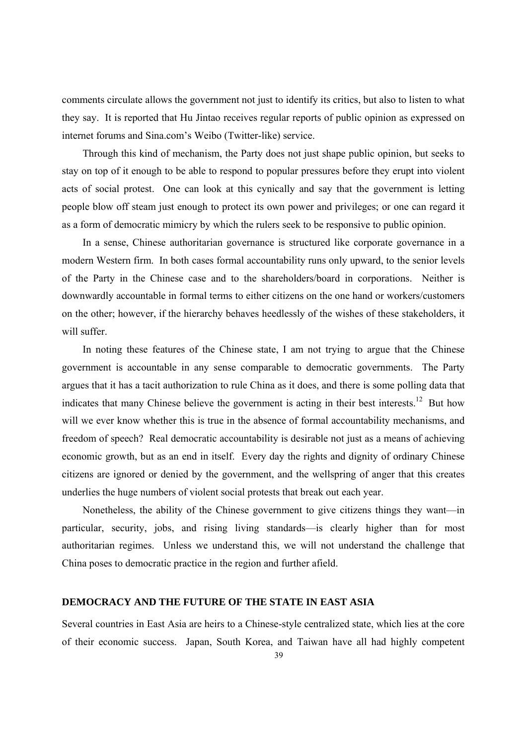comments circulate allows the government not just to identify its critics, but also to listen to what they say. It is reported that Hu Jintao receives regular reports of public opinion as expressed on internet forums and Sina.com's Weibo (Twitter-like) service.

Through this kind of mechanism, the Party does not just shape public opinion, but seeks to stay on top of it enough to be able to respond to popular pressures before they erupt into violent acts of social protest. One can look at this cynically and say that the government is letting people blow off steam just enough to protect its own power and privileges; or one can regard it as a form of democratic mimicry by which the rulers seek to be responsive to public opinion.

In a sense, Chinese authoritarian governance is structured like corporate governance in a modern Western firm. In both cases formal accountability runs only upward, to the senior levels of the Party in the Chinese case and to the shareholders/board in corporations. Neither is downwardly accountable in formal terms to either citizens on the one hand or workers/customers on the other; however, if the hierarchy behaves heedlessly of the wishes of these stakeholders, it will suffer.

In noting these features of the Chinese state, I am not trying to argue that the Chinese government is accountable in any sense comparable to democratic governments. The Party argues that it has a tacit authorization to rule China as it does, and there is some polling data that indicates that many Chinese believe the government is acting in their best interests.[12] But how will we ever know whether this is true in the absence of formal accountability mechanisms, and freedom of speech? Real democratic accountability is desirable not just as a means of achieving economic growth, but as an end in itself. Every day the rights and dignity of ordinary Chinese citizens are ignored or denied by the government, and the wellspring of anger that this creates underlies the huge numbers of violent social protests that break out each year.

Nonetheless, the ability of the Chinese government to give citizens things they want—in particular, security, jobs, and rising living standards—is clearly higher than for most authoritarian regimes. Unless we understand this, we will not understand the challenge that China poses to democratic practice in the region and further afield.

## DEMOCRACY AND THE FUTURE OF THE STATE IN EAST ASIA

Several countries in East Asia are heirs to a Chinese-style centralized state, which lies at the core of their economic success. Japan, South Korea, and Taiwan have all had highly competent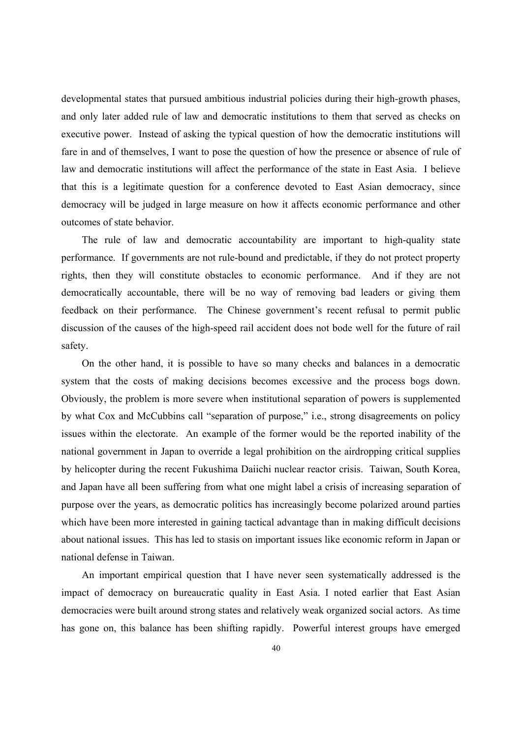developmental states that pursued ambitious industrial policies during their high-growth phases, and only later added rule of law and democratic institutions to them that served as checks on executive power. Instead of asking the typical question of how the democratic institutions will fare in and of themselves, I want to pose the question of how the presence or absence of rule of law and democratic institutions will affect the performance of the state in East Asia. I believe that this is a legitimate question for a conference devoted to East Asian democracy, since democracy will be judged in large measure on how it affects economic performance and other outcomes of state behavior.

The rule of law and democratic accountability are important to high-quality state performance. If governments are not rule-bound and predictable, if they do not protect property rights, then they will constitute obstacles to economic performance. And if they are not democratically accountable, there will be no way of removing bad leaders or giving them feedback on their performance. The Chinese government's recent refusal to permit public discussion of the causes of the high-speed rail accident does not bode well for the future of rail safety.

On the other hand, it is possible to have so many checks and balances in a democratic system that the costs of making decisions becomes excessive and the process bogs down. Obviously, the problem is more severe when institutional separation of powers is supplemented by what Cox and McCubbins call "separation of purpose," i.e., strong disagreements on policy issues within the electorate. An example of the former would be the reported inability of the national government in Japan to override a legal prohibition on the airdropping critical supplies by helicopter during the recent Fukushima Daiichi nuclear reactor crisis. Taiwan, South Korea, and Japan have all been suffering from what one might label a crisis of increasing separation of purpose over the years, as democratic politics has increasingly become polarized around parties which have been more interested in gaining tactical advantage than in making difficult decisions about national issues. This has led to stasis on important issues like economic reform in Japan or national defense in Taiwan.

An important empirical question that I have never seen systematically addressed is the impact of democracy on bureaucratic quality in East Asia. I noted earlier that East Asian democracies were built around strong states and relatively weak organized social actors. As time has gone on, this balance has been shifting rapidly. Powerful interest groups have emerged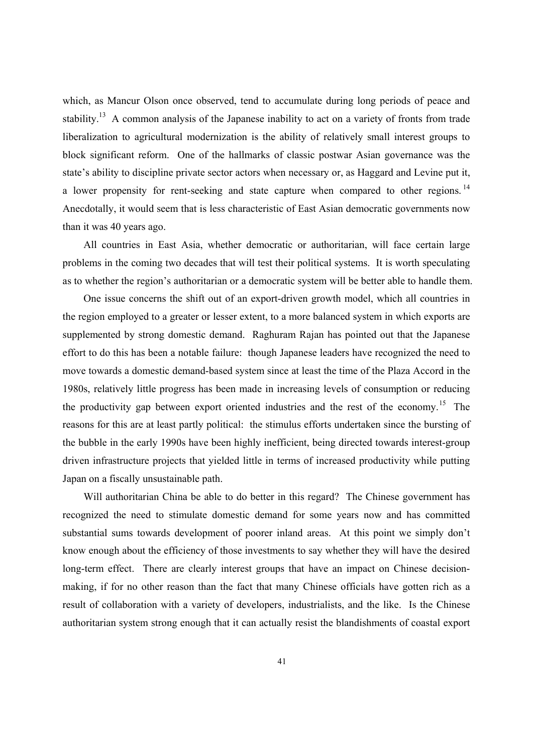which, as Mancur Olson once observed, tend to accumulate during long periods of peace and stability.[13] A common analysis of the Japanese inability to act on a variety of fronts from trade liberalization to agricultural modernization is the ability of relatively small interest groups to block significant reform. One of the hallmarks of classic postwar Asian governance was the state's ability to discipline private sector actors when necessary or, as Haggard and Levine put it, a lower propensity for rent-seeking and state capture when compared to other regions.[14] Anecdotally, it would seem that is less characteristic of East Asian democratic governments now than it was 40 years ago.

All countries in East Asia, whether democratic or authoritarian, will face certain large problems in the coming two decades that will test their political systems. It is worth speculating as to whether the region's authoritarian or a democratic system will be better able to handle them.

One issue concerns the shift out of an export-driven growth model, which all countries in the region employed to a greater or lesser extent, to a more balanced system in which exports are supplemented by strong domestic demand. Raghuram Rajan has pointed out that the Japanese effort to do this has been a notable failure: though Japanese leaders have recognized the need to move towards a domestic demand-based system since at least the time of the Plaza Accord in the 1980s, relatively little progress has been made in increasing levels of consumption or reducing the productivity gap between export oriented industries and the rest of the economy.[15] The reasons for this are at least partly political: the stimulus efforts undertaken since the bursting of the bubble in the early 1990s have been highly inefficient, being directed towards interest-group driven infrastructure projects that yielded little in terms of increased productivity while putting Japan on a fiscally unsustainable path.

Will authoritarian China be able to do better in this regard? The Chinese government has recognized the need to stimulate domestic demand for some years now and has committed substantial sums towards development of poorer inland areas. At this point we simply don't know enough about the efficiency of those investments to say whether they will have the desired long-term effect. There are clearly interest groups that have an impact on Chinese decision-making, if for no other reason than the fact that many Chinese officials have gotten rich as a result of collaboration with a variety of developers, industrialists, and the like. Is the Chinese authoritarian system strong enough that it can actually resist the blandishments of coastal export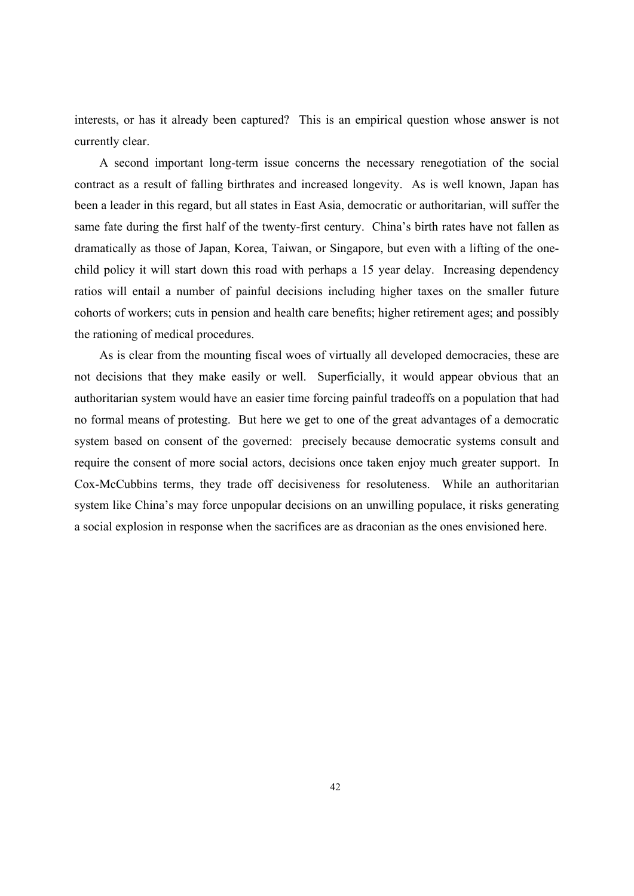interests, or has it already been captured? This is an empirical question whose answer is not currently clear.

A second important long-term issue concerns the necessary renegotiation of the social contract as a result of falling birthrates and increased longevity. As is well known, Japan has been a leader in this regard, but all states in East Asia, democratic or authoritarian, will suffer the same fate during the first half of the twenty-first century. China's birth rates have not fallen as dramatically as those of Japan, Korea, Taiwan, or Singapore, but even with a lifting of the one-child policy it will start down this road with perhaps a 15 year delay. Increasing dependency ratios will entail a number of painful decisions including higher taxes on the smaller future cohorts of workers; cuts in pension and health care benefits; higher retirement ages; and possibly the rationing of medical procedures.

As is clear from the mounting fiscal woes of virtually all developed democracies, these are not decisions that they make easily or well. Superficially, it would appear obvious that an authoritarian system would have an easier time forcing painful tradeoffs on a population that had no formal means of protesting. But here we get to one of the great advantages of a democratic system based on consent of the governed: precisely because democratic systems consult and require the consent of more social actors, decisions once taken enjoy much greater support. In Cox-McCubbins terms, they trade off decisiveness for resoluteness. While an authoritarian system like China's may force unpopular decisions on an unwilling populace, it risks generating a social explosion in response when the sacrifices are as draconian as the ones envisioned here.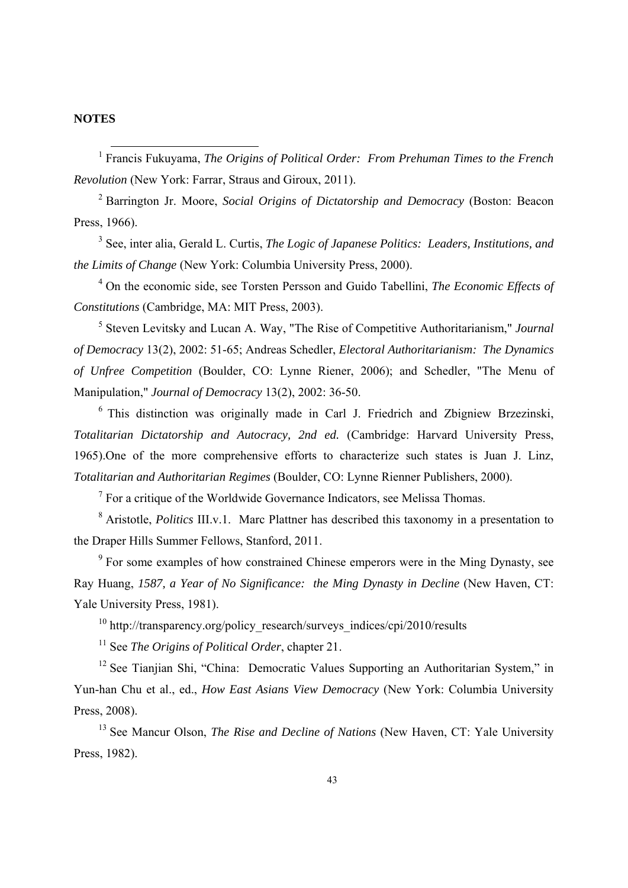**NOTES**

[1] Francis Fukuyama, *The Origins of Political Order: From Prehuman Times to the French Revolution* (New York: Farrar, Straus and Giroux, 2011).

[2] Barrington Jr. Moore, *Social Origins of Dictatorship and Democracy* (Boston: Beacon Press, 1966).

[3] See, inter alia, Gerald L. Curtis, *The Logic of Japanese Politics: Leaders, Institutions, and the Limits of Change* (New York: Columbia University Press, 2000).

[4] On the economic side, see Torsten Persson and Guido Tabellini, *The Economic Effects of Constitutions* (Cambridge, MA: MIT Press, 2003).

[5] Steven Levitsky and Lucan A. Way, "The Rise of Competitive Authoritarianism," *Journal of Democracy* 13(2), 2002: 51-65; Andreas Schedler, *Electoral Authoritarianism: The Dynamics of Unfree Competition* (Boulder, CO: Lynne Riener, 2006); and Schedler, "The Menu of Manipulation," *Journal of Democracy* 13(2), 2002: 36-50.

[6] This distinction was originally made in Carl J. Friedrich and Zbigniew Brzezinski, *Totalitarian Dictatorship and Autocracy, 2nd ed.* (Cambridge: Harvard University Press, 1965).One of the more comprehensive efforts to characterize such states is Juan J. Linz, *Totalitarian and Authoritarian Regimes* (Boulder, CO: Lynne Rienner Publishers, 2000).

[7] For a critique of the Worldwide Governance Indicators, see Melissa Thomas.

[8] Aristotle, *Politics* III.v.1. Marc Plattner has described this taxonomy in a presentation to the Draper Hills Summer Fellows, Stanford, 2011.

[9] For some examples of how constrained Chinese emperors were in the Ming Dynasty, see Ray Huang, *1587, a Year of No Significance: the Ming Dynasty in Decline* (New Haven, CT: Yale University Press, 1981).

[10] http://transparency.org/policy_research/surveys_indices/cpi/2010/results

[11] See *The Origins of Political Order*, chapter 21.

[12] See Tianjian Shi, "China: Democratic Values Supporting an Authoritarian System," in Yun-han Chu et al., ed., *How East Asians View Democracy* (New York: Columbia University Press, 2008).

[13] See Mancur Olson, *The Rise and Decline of Nations* (New Haven, CT: Yale University Press, 1982).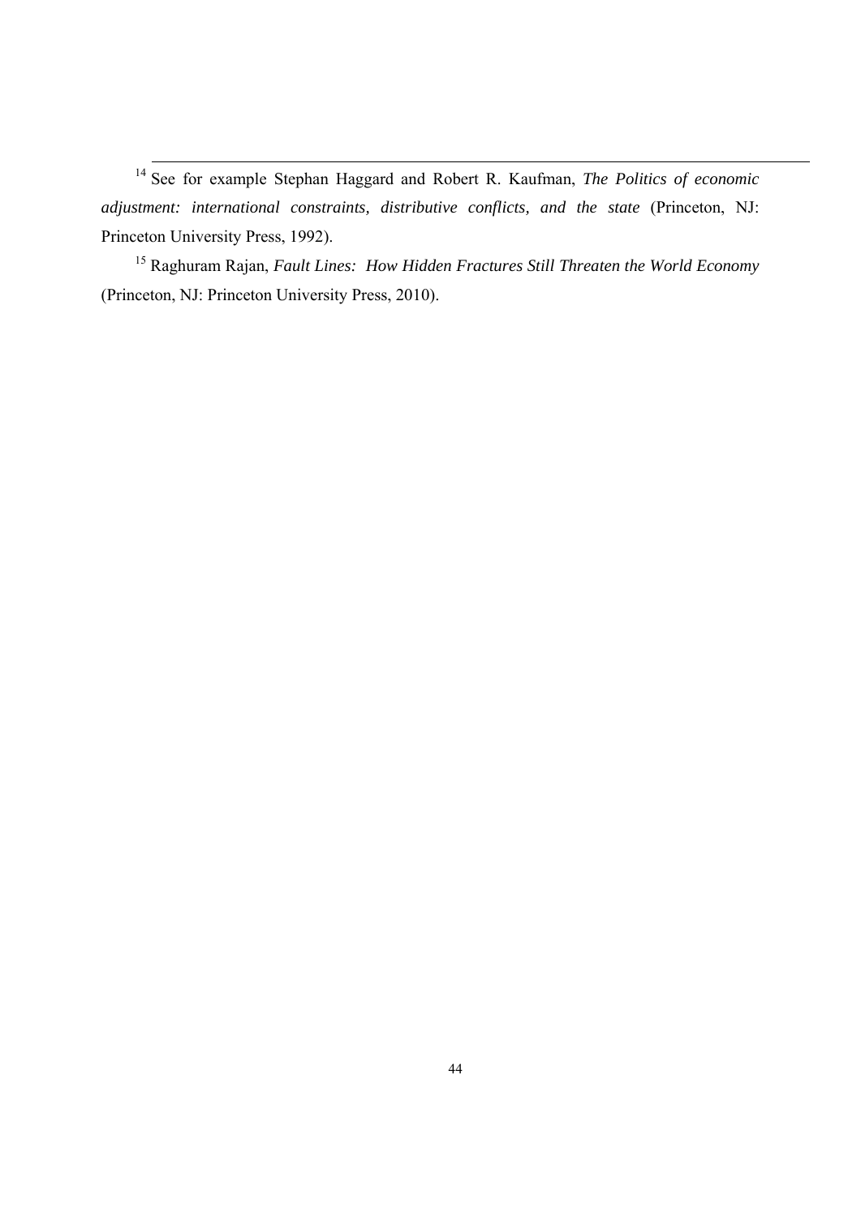[14] See for example Stephan Haggard and Robert R. Kaufman, *The Politics of economic adjustment: international constraints, distributive conflicts, and the state* (Princeton, NJ: Princeton University Press, 1992).

[15] Raghuram Rajan, *Fault Lines: How Hidden Fractures Still Threaten the World Economy* (Princeton, NJ: Princeton University Press, 2010).